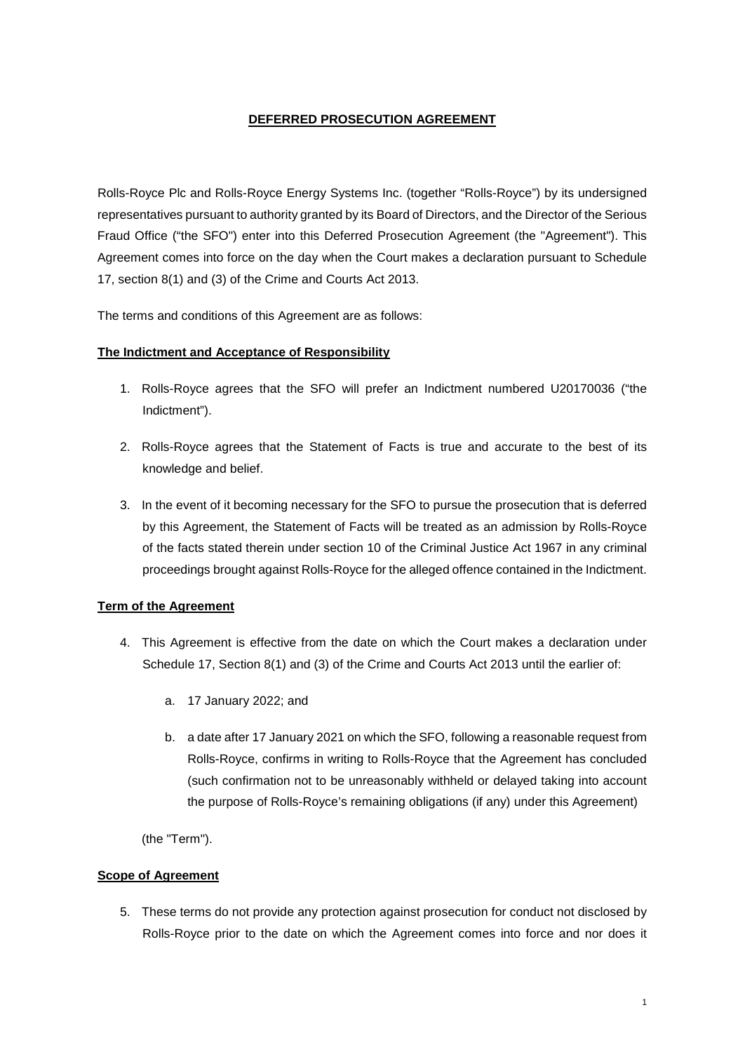# DEFERRED PROSECUTION AGREEMENT

Rolls-Royce Plc and Rolls-Royce Energy Systems Inc. (together "Rolls-Royce") by its undersigned representatives pursuant to authority granted by its Board of Directors, and the Director of the Serious Fraud Office ("the SFO") enter into this Deferred Prosecution Agreement (the "Agreement"). This Agreement comes into force on the day when the Court makes a declaration pursuant to Schedule 17, section 8(1) and (3) of the Crime and Courts Act 2013.

The terms and conditions of this Agreement are as follows:

## The Indictment and Acceptance of Responsibility

1. Rolls-Royce agrees that the SFO will prefer an Indictment numbered U20170036 ("the Indictment").

2. Rolls-Royce agrees that the Statement of Facts is true and accurate to the best of its knowledge and belief.

3. In the event of it becoming necessary for the SFO to pursue the prosecution that is deferred by this Agreement, the Statement of Facts will be treated as an admission by Rolls-Royce of the facts stated therein under section 10 of the Criminal Justice Act 1967 in any criminal proceedings brought against Rolls-Royce for the alleged offence contained in the Indictment.

## Term of the Agreement

4. This Agreement is effective from the date on which the Court makes a declaration under Schedule 17, Section 8(1) and (3) of the Crime and Courts Act 2013 until the earlier of:

   a. 17 January 2022; and

   b. a date after 17 January 2021 on which the SFO, following a reasonable request from Rolls-Royce, confirms in writing to Rolls-Royce that the Agreement has concluded (such confirmation not to be unreasonably withheld or delayed taking into account the purpose of Rolls-Royce's remaining obligations (if any) under this Agreement)

   (the "Term").

## Scope of Agreement

5. These terms do not provide any protection against prosecution for conduct not disclosed by Rolls-Royce prior to the date on which the Agreement comes into force and nor does it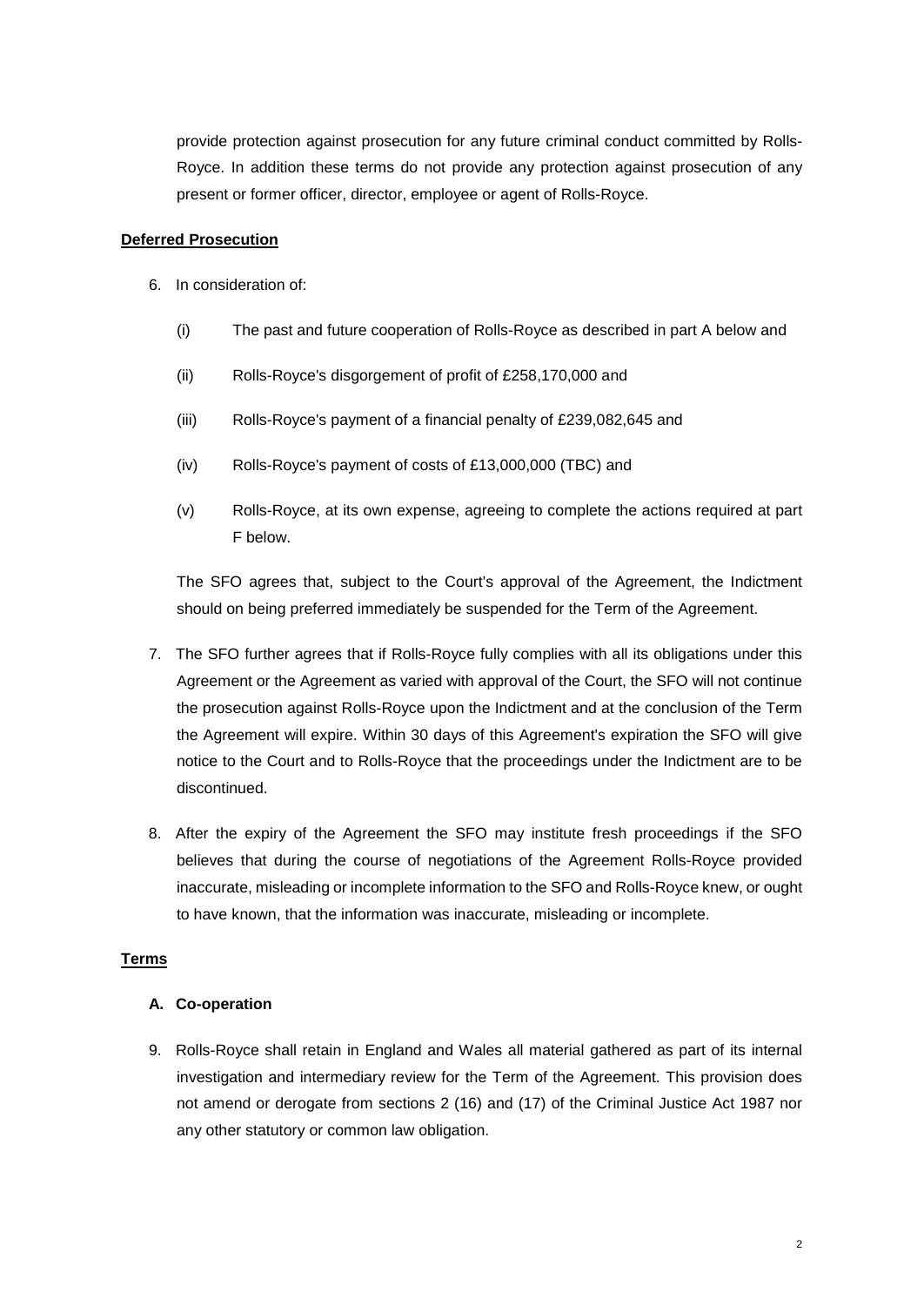provide protection against prosecution for any future criminal conduct committed by Rolls-Royce. In addition these terms do not provide any protection against prosecution of any present or former officer, director, employee or agent of Rolls-Royce.

**Deferred Prosecution**

6. In consideration of:

   (i) The past and future cooperation of Rolls-Royce as described in part A below and

   (ii) Rolls-Royce's disgorgement of profit of £258,170,000 and

   (iii) Rolls-Royce's payment of a financial penalty of £239,082,645 and

   (iv) Rolls-Royce's payment of costs of £13,000,000 (TBC) and

   (v) Rolls-Royce, at its own expense, agreeing to complete the actions required at part F below.

   The SFO agrees that, subject to the Court's approval of the Agreement, the Indictment should on being preferred immediately be suspended for the Term of the Agreement.

7. The SFO further agrees that if Rolls-Royce fully complies with all its obligations under this Agreement or the Agreement as varied with approval of the Court, the SFO will not continue the prosecution against Rolls-Royce upon the Indictment and at the conclusion of the Term the Agreement will expire. Within 30 days of this Agreement's expiration the SFO will give notice to the Court and to Rolls-Royce that the proceedings under the Indictment are to be discontinued.

8. After the expiry of the Agreement the SFO may institute fresh proceedings if the SFO believes that during the course of negotiations of the Agreement Rolls-Royce provided inaccurate, misleading or incomplete information to the SFO and Rolls-Royce knew, or ought to have known, that the information was inaccurate, misleading or incomplete.

**Terms**

**A. Co-operation**

9. Rolls-Royce shall retain in England and Wales all material gathered as part of its internal investigation and intermediary review for the Term of the Agreement. This provision does not amend or derogate from sections 2 (16) and (17) of the Criminal Justice Act 1987 nor any other statutory or common law obligation.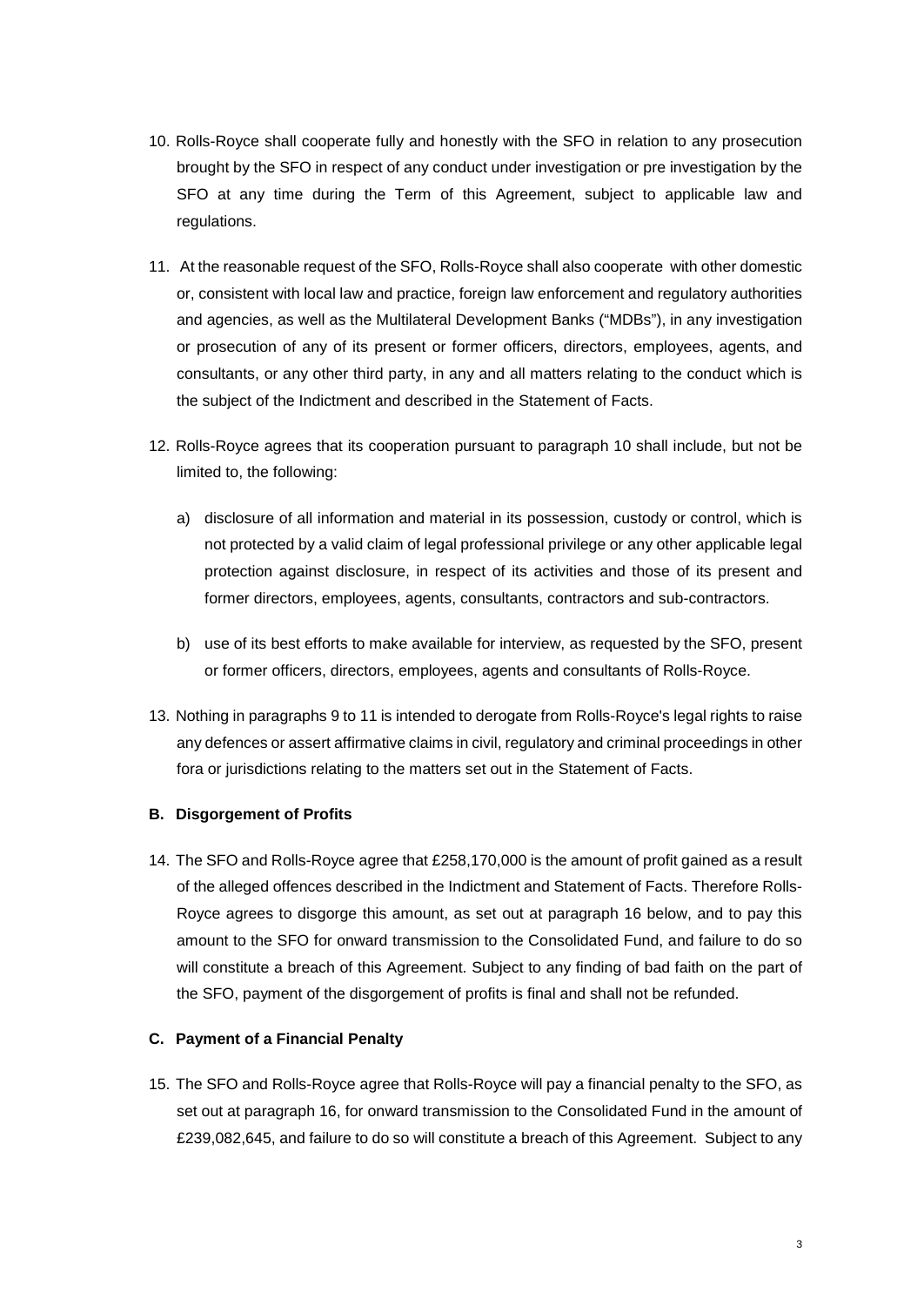10. Rolls-Royce shall cooperate fully and honestly with the SFO in relation to any prosecution brought by the SFO in respect of any conduct under investigation or pre investigation by the SFO at any time during the Term of this Agreement, subject to applicable law and regulations.

11. At the reasonable request of the SFO, Rolls-Royce shall also cooperate with other domestic or, consistent with local law and practice, foreign law enforcement and regulatory authorities and agencies, as well as the Multilateral Development Banks ("MDBs"), in any investigation or prosecution of any of its present or former officers, directors, employees, agents, and consultants, or any other third party, in any and all matters relating to the conduct which is the subject of the Indictment and described in the Statement of Facts.

12. Rolls-Royce agrees that its cooperation pursuant to paragraph 10 shall include, but not be limited to, the following:

    a) disclosure of all information and material in its possession, custody or control, which is not protected by a valid claim of legal professional privilege or any other applicable legal protection against disclosure, in respect of its activities and those of its present and former directors, employees, agents, consultants, contractors and sub-contractors.

    b) use of its best efforts to make available for interview, as requested by the SFO, present or former officers, directors, employees, agents and consultants of Rolls-Royce.

13. Nothing in paragraphs 9 to 11 is intended to derogate from Rolls-Royce's legal rights to raise any defences or assert affirmative claims in civil, regulatory and criminal proceedings in other fora or jurisdictions relating to the matters set out in the Statement of Facts.

**B. Disgorgement of Profits**

14. The SFO and Rolls-Royce agree that £258,170,000 is the amount of profit gained as a result of the alleged offences described in the Indictment and Statement of Facts. Therefore Rolls-Royce agrees to disgorge this amount, as set out at paragraph 16 below, and to pay this amount to the SFO for onward transmission to the Consolidated Fund, and failure to do so will constitute a breach of this Agreement. Subject to any finding of bad faith on the part of the SFO, payment of the disgorgement of profits is final and shall not be refunded.

**C. Payment of a Financial Penalty**

15. The SFO and Rolls-Royce agree that Rolls-Royce will pay a financial penalty to the SFO, as set out at paragraph 16, for onward transmission to the Consolidated Fund in the amount of £239,082,645, and failure to do so will constitute a breach of this Agreement. Subject to any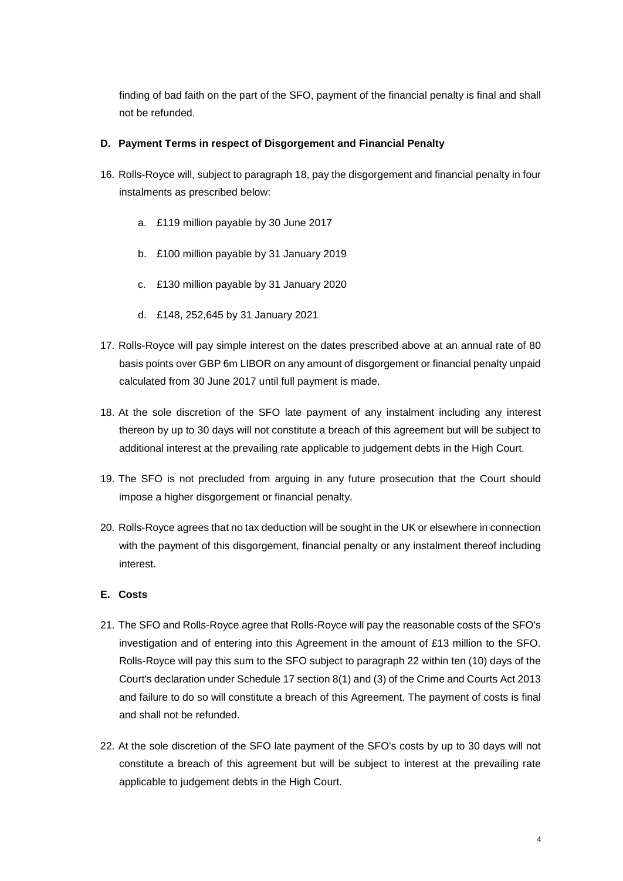finding of bad faith on the part of the SFO, payment of the financial penalty is final and shall not be refunded.

**D. Payment Terms in respect of Disgorgement and Financial Penalty**

16. Rolls-Royce will, subject to paragraph 18, pay the disgorgement and financial penalty in four instalments as prescribed below:

    a. £119 million payable by 30 June 2017

    b. £100 million payable by 31 January 2019

    c. £130 million payable by 31 January 2020

    d. £148, 252,645 by 31 January 2021

17. Rolls-Royce will pay simple interest on the dates prescribed above at an annual rate of 80 basis points over GBP 6m LIBOR on any amount of disgorgement or financial penalty unpaid calculated from 30 June 2017 until full payment is made.

18. At the sole discretion of the SFO late payment of any instalment including any interest thereon by up to 30 days will not constitute a breach of this agreement but will be subject to additional interest at the prevailing rate applicable to judgement debts in the High Court.

19. The SFO is not precluded from arguing in any future prosecution that the Court should impose a higher disgorgement or financial penalty.

20. Rolls-Royce agrees that no tax deduction will be sought in the UK or elsewhere in connection with the payment of this disgorgement, financial penalty or any instalment thereof including interest.

**E. Costs**

21. The SFO and Rolls-Royce agree that Rolls-Royce will pay the reasonable costs of the SFO's investigation and of entering into this Agreement in the amount of £13 million to the SFO. Rolls-Royce will pay this sum to the SFO subject to paragraph 22 within ten (10) days of the Court's declaration under Schedule 17 section 8(1) and (3) of the Crime and Courts Act 2013 and failure to do so will constitute a breach of this Agreement. The payment of costs is final and shall not be refunded.

22. At the sole discretion of the SFO late payment of the SFO's costs by up to 30 days will not constitute a breach of this agreement but will be subject to interest at the prevailing rate applicable to judgement debts in the High Court.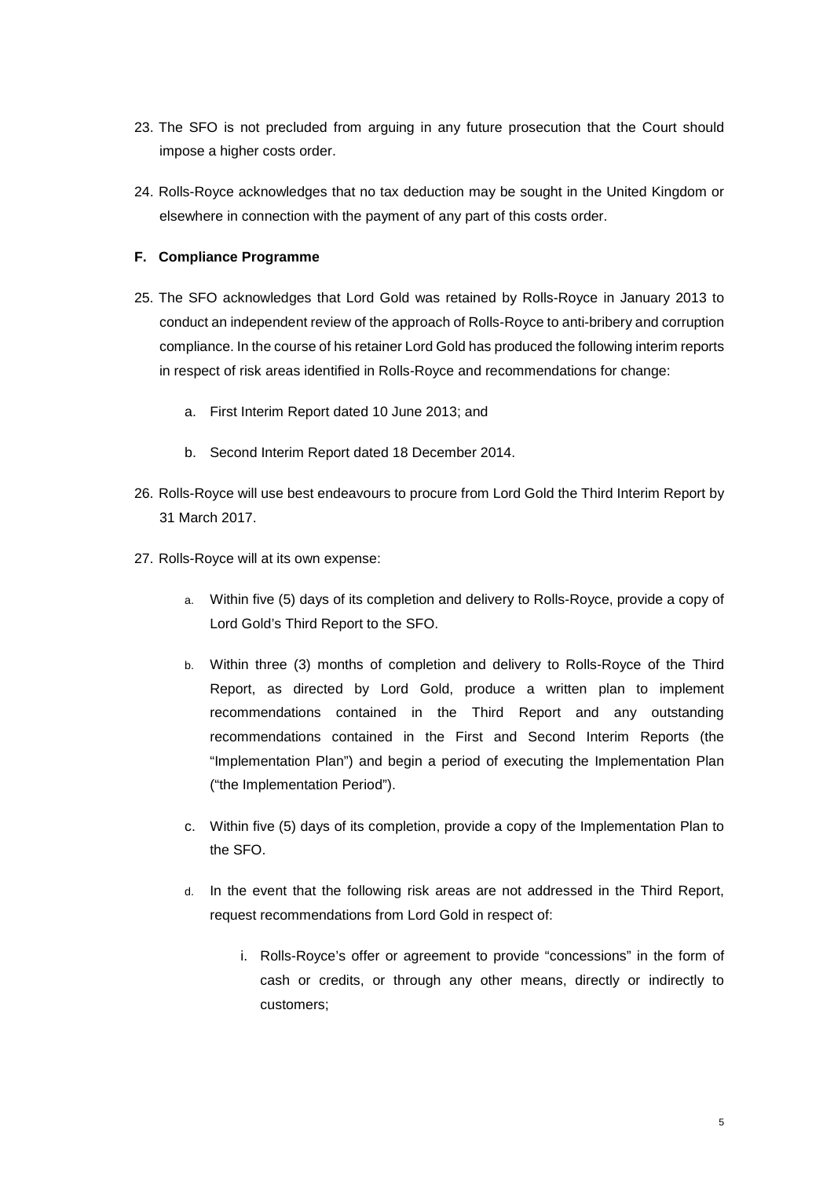23. The SFO is not precluded from arguing in any future prosecution that the Court should impose a higher costs order.

24. Rolls-Royce acknowledges that no tax deduction may be sought in the United Kingdom or elsewhere in connection with the payment of any part of this costs order.

**F. Compliance Programme**

25. The SFO acknowledges that Lord Gold was retained by Rolls-Royce in January 2013 to conduct an independent review of the approach of Rolls-Royce to anti-bribery and corruption compliance. In the course of his retainer Lord Gold has produced the following interim reports in respect of risk areas identified in Rolls-Royce and recommendations for change:

    a. First Interim Report dated 10 June 2013; and

    b. Second Interim Report dated 18 December 2014.

26. Rolls-Royce will use best endeavours to procure from Lord Gold the Third Interim Report by 31 March 2017.

27. Rolls-Royce will at its own expense:

    a. Within five (5) days of its completion and delivery to Rolls-Royce, provide a copy of Lord Gold's Third Report to the SFO.

    b. Within three (3) months of completion and delivery to Rolls-Royce of the Third Report, as directed by Lord Gold, produce a written plan to implement recommendations contained in the Third Report and any outstanding recommendations contained in the First and Second Interim Reports (the "Implementation Plan") and begin a period of executing the Implementation Plan ("the Implementation Period").

    c. Within five (5) days of its completion, provide a copy of the Implementation Plan to the SFO.

    d. In the event that the following risk areas are not addressed in the Third Report, request recommendations from Lord Gold in respect of:

        i. Rolls-Royce's offer or agreement to provide "concessions" in the form of cash or credits, or through any other means, directly or indirectly to customers;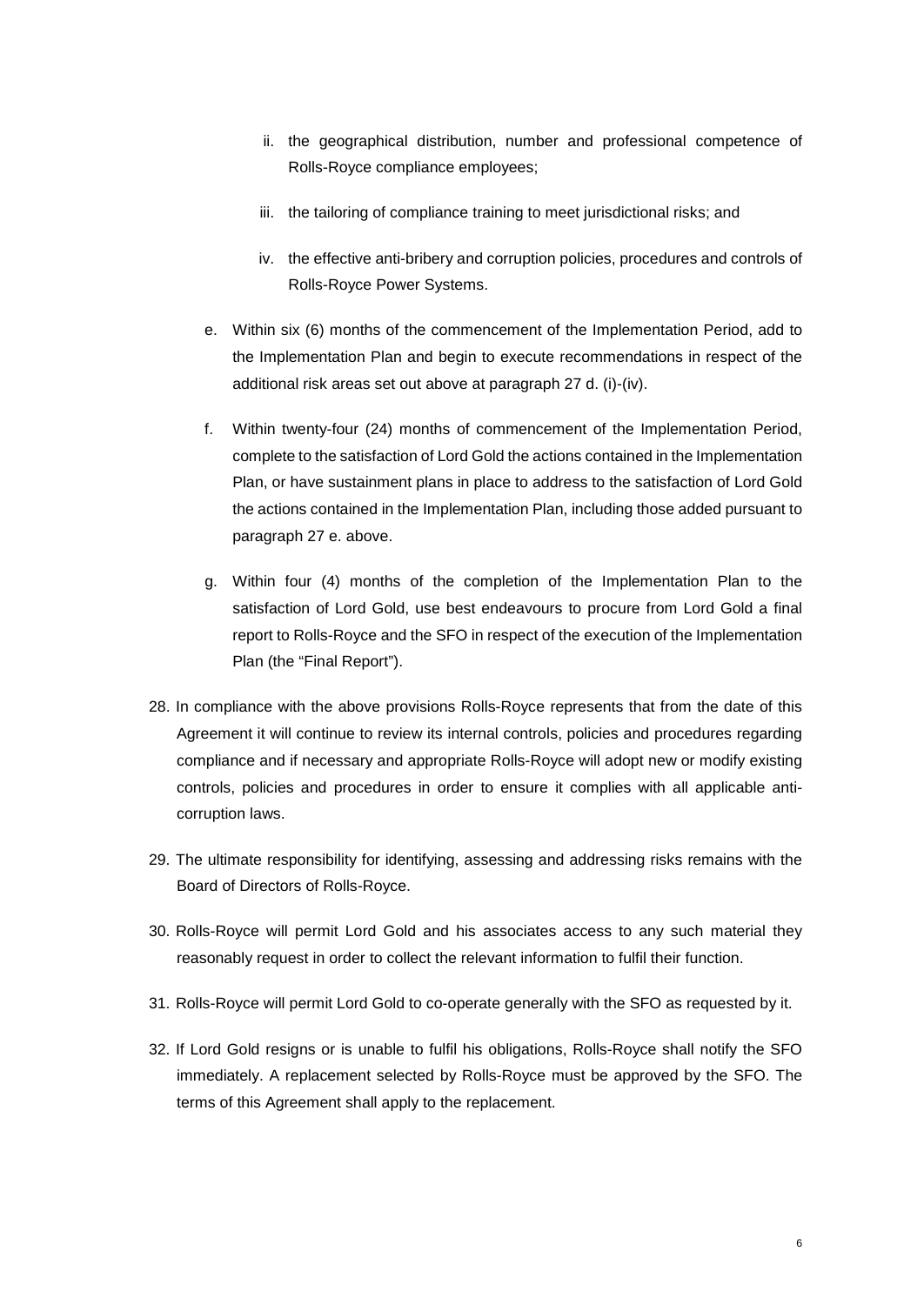ii. the geographical distribution, number and professional competence of Rolls-Royce compliance employees;

   iii. the tailoring of compliance training to meet jurisdictional risks; and

   iv. the effective anti-bribery and corruption policies, procedures and controls of Rolls-Royce Power Systems.

e. Within six (6) months of the commencement of the Implementation Period, add to the Implementation Plan and begin to execute recommendations in respect of the additional risk areas set out above at paragraph 27 d. (i)-(iv).

f. Within twenty-four (24) months of commencement of the Implementation Period, complete to the satisfaction of Lord Gold the actions contained in the Implementation Plan, or have sustainment plans in place to address to the satisfaction of Lord Gold the actions contained in the Implementation Plan, including those added pursuant to paragraph 27 e. above.

g. Within four (4) months of the completion of the Implementation Plan to the satisfaction of Lord Gold, use best endeavours to procure from Lord Gold a final report to Rolls-Royce and the SFO in respect of the execution of the Implementation Plan (the "Final Report").

28. In compliance with the above provisions Rolls-Royce represents that from the date of this Agreement it will continue to review its internal controls, policies and procedures regarding compliance and if necessary and appropriate Rolls-Royce will adopt new or modify existing controls, policies and procedures in order to ensure it complies with all applicable anti-corruption laws.

29. The ultimate responsibility for identifying, assessing and addressing risks remains with the Board of Directors of Rolls-Royce.

30. Rolls-Royce will permit Lord Gold and his associates access to any such material they reasonably request in order to collect the relevant information to fulfil their function.

31. Rolls-Royce will permit Lord Gold to co-operate generally with the SFO as requested by it.

32. If Lord Gold resigns or is unable to fulfil his obligations, Rolls-Royce shall notify the SFO immediately. A replacement selected by Rolls-Royce must be approved by the SFO. The terms of this Agreement shall apply to the replacement.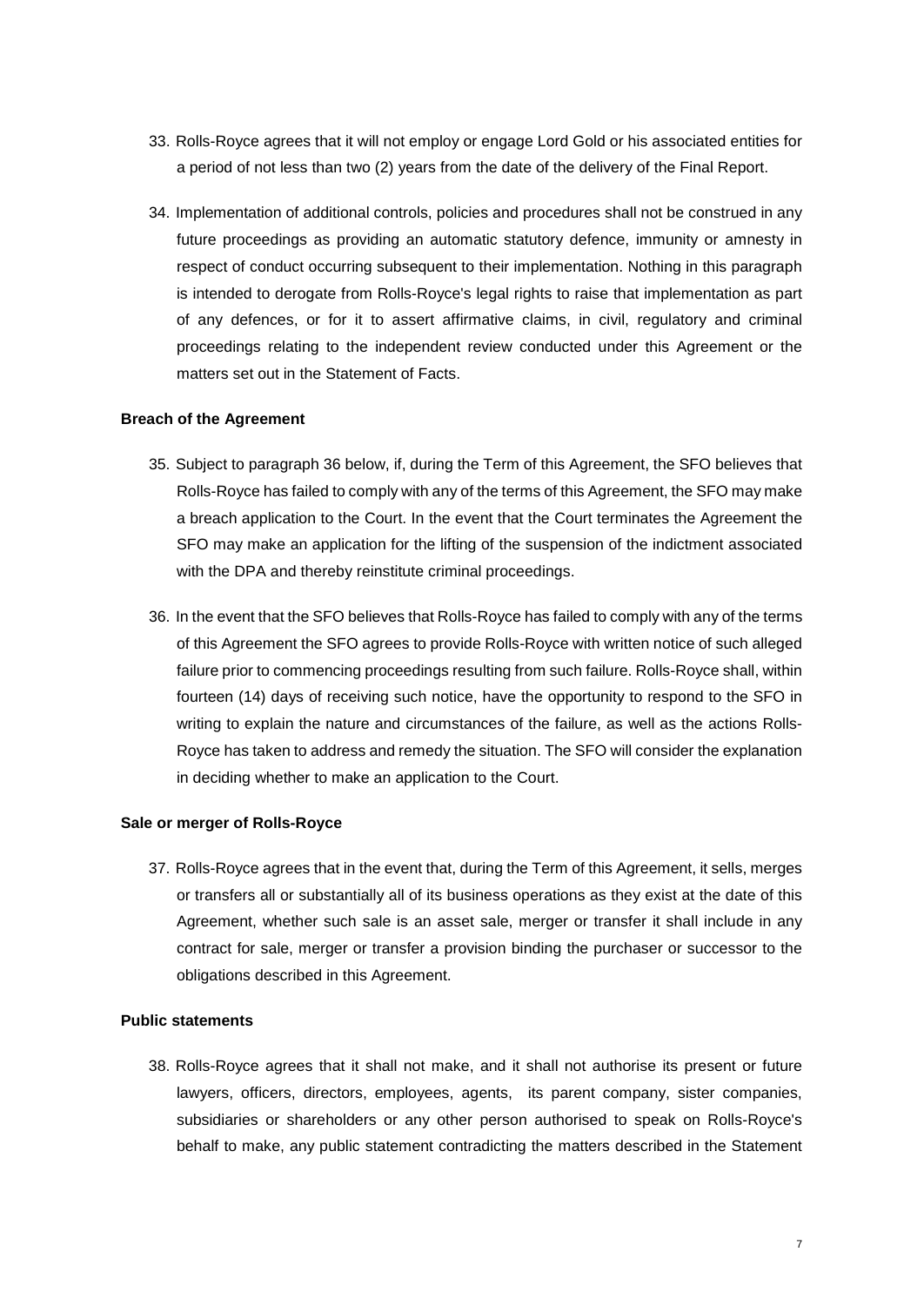33. Rolls-Royce agrees that it will not employ or engage Lord Gold or his associated entities for a period of not less than two (2) years from the date of the delivery of the Final Report.

34. Implementation of additional controls, policies and procedures shall not be construed in any future proceedings as providing an automatic statutory defence, immunity or amnesty in respect of conduct occurring subsequent to their implementation. Nothing in this paragraph is intended to derogate from Rolls-Royce's legal rights to raise that implementation as part of any defences, or for it to assert affirmative claims, in civil, regulatory and criminal proceedings relating to the independent review conducted under this Agreement or the matters set out in the Statement of Facts.

**Breach of the Agreement**

35. Subject to paragraph 36 below, if, during the Term of this Agreement, the SFO believes that Rolls-Royce has failed to comply with any of the terms of this Agreement, the SFO may make a breach application to the Court. In the event that the Court terminates the Agreement the SFO may make an application for the lifting of the suspension of the indictment associated with the DPA and thereby reinstitute criminal proceedings.

36. In the event that the SFO believes that Rolls-Royce has failed to comply with any of the terms of this Agreement the SFO agrees to provide Rolls-Royce with written notice of such alleged failure prior to commencing proceedings resulting from such failure. Rolls-Royce shall, within fourteen (14) days of receiving such notice, have the opportunity to respond to the SFO in writing to explain the nature and circumstances of the failure, as well as the actions Rolls-Royce has taken to address and remedy the situation. The SFO will consider the explanation in deciding whether to make an application to the Court.

**Sale or merger of Rolls-Royce**

37. Rolls-Royce agrees that in the event that, during the Term of this Agreement, it sells, merges or transfers all or substantially all of its business operations as they exist at the date of this Agreement, whether such sale is an asset sale, merger or transfer it shall include in any contract for sale, merger or transfer a provision binding the purchaser or successor to the obligations described in this Agreement.

**Public statements**

38. Rolls-Royce agrees that it shall not make, and it shall not authorise its present or future lawyers, officers, directors, employees, agents, its parent company, sister companies, subsidiaries or shareholders or any other person authorised to speak on Rolls-Royce's behalf to make, any public statement contradicting the matters described in the Statement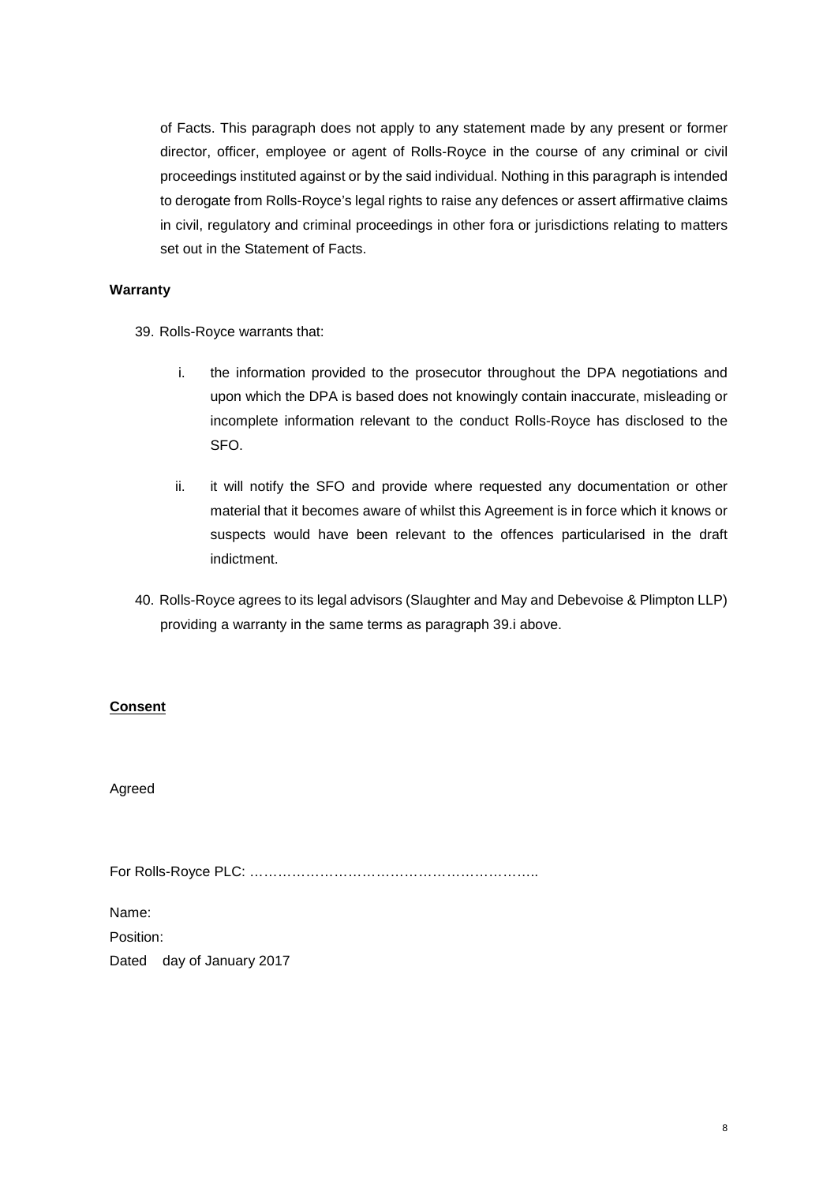of Facts. This paragraph does not apply to any statement made by any present or former director, officer, employee or agent of Rolls-Royce in the course of any criminal or civil proceedings instituted against or by the said individual. Nothing in this paragraph is intended to derogate from Rolls-Royce's legal rights to raise any defences or assert affirmative claims in civil, regulatory and criminal proceedings in other fora or jurisdictions relating to matters set out in the Statement of Facts.

**Warranty**

39. Rolls-Royce warrants that:

    i. the information provided to the prosecutor throughout the DPA negotiations and upon which the DPA is based does not knowingly contain inaccurate, misleading or incomplete information relevant to the conduct Rolls-Royce has disclosed to the SFO.

    ii. it will notify the SFO and provide where requested any documentation or other material that it becomes aware of whilst this Agreement is in force which it knows or suspects would have been relevant to the offences particularised in the draft indictment.

40. Rolls-Royce agrees to its legal advisors (Slaughter and May and Debevoise & Plimpton LLP) providing a warranty in the same terms as paragraph 39.i above.

**Consent**

Agreed

For Rolls-Royce PLC: ……………………………………………………..

Name:

Position:

Dated  day of January 2017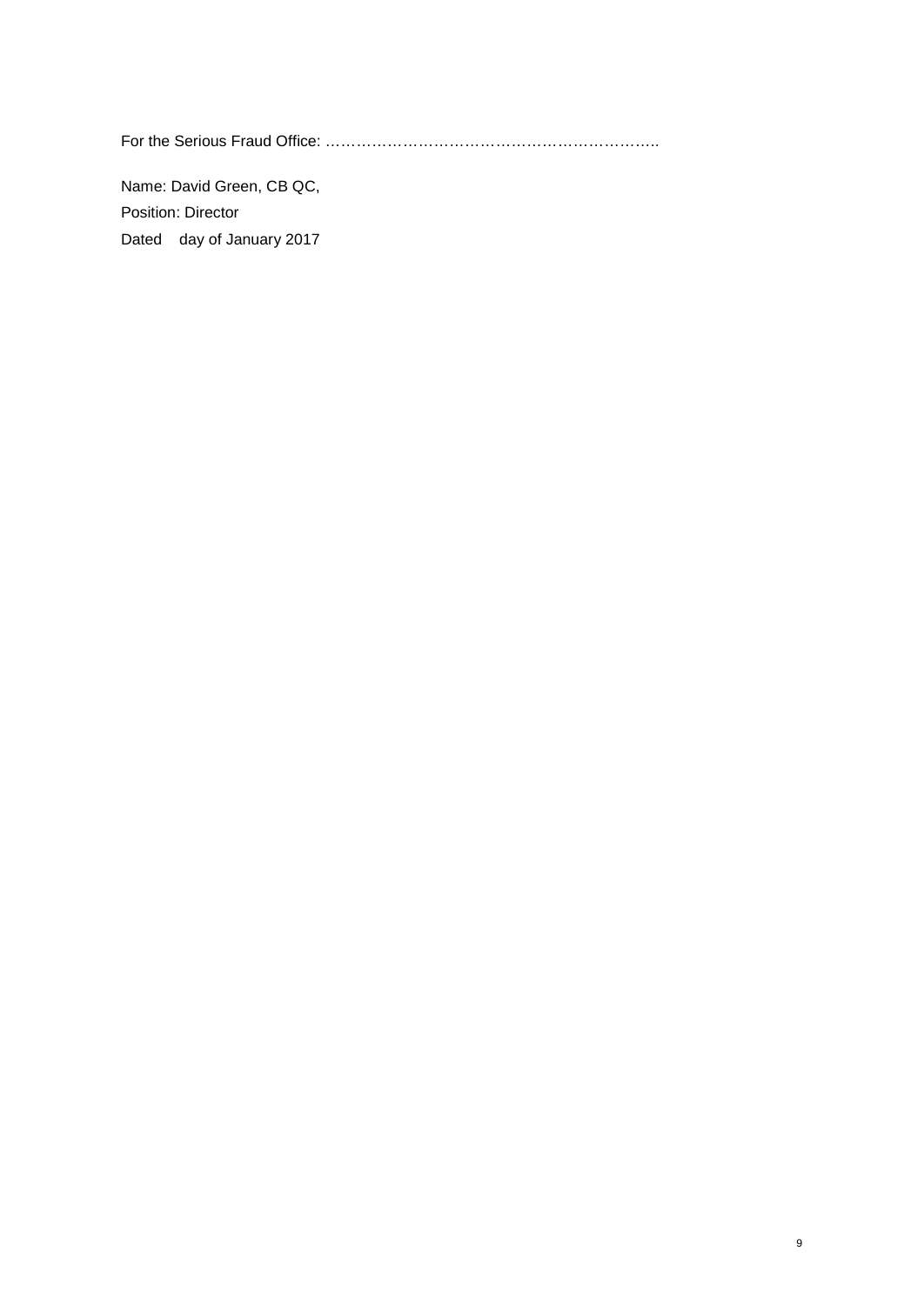For the Serious Fraud Office: ………………………………………………………..

Name: David Green, CB QC,

Position: Director

Dated day of January 2017